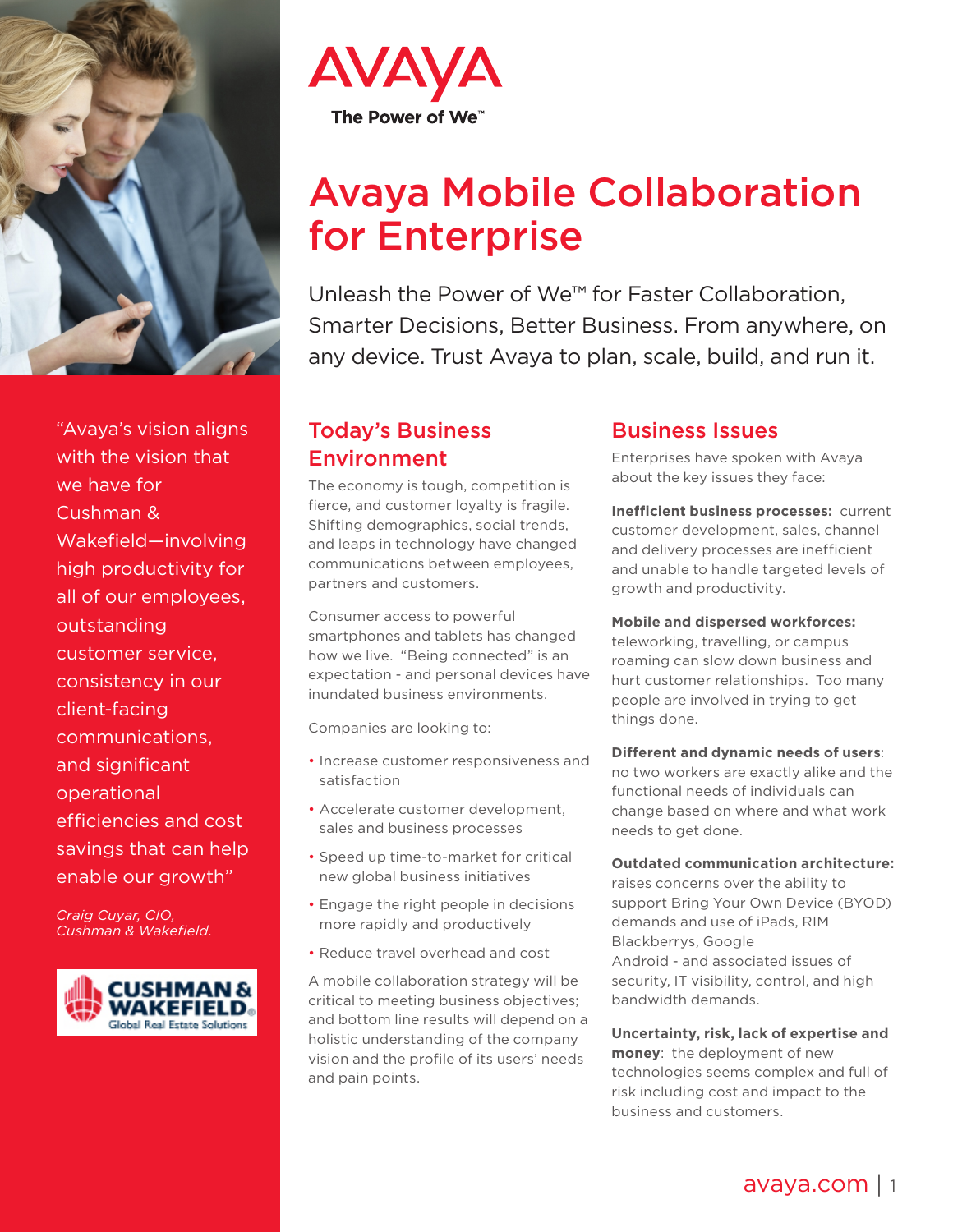AVAYA
The Power of We™

# Avaya Mobile Collaboration for Enterprise

Unleash the Power of We™ for Faster Collaboration, Smarter Decisions, Better Business. From anywhere, on any device. Trust Avaya to plan, scale, build, and run it.

"Avaya's vision aligns with the vision that we have for Cushman & Wakefield—involving high productivity for all of our employees, outstanding customer service, consistency in our client-facing communications, and significant operational efficiencies and cost savings that can help enable our growth"

*Craig Cuyar, CIO, Cushman & Wakefield.*

CUSHMAN & WAKEFIELD® Global Real Estate Solutions

## Today's Business Environment

The economy is tough, competition is fierce, and customer loyalty is fragile. Shifting demographics, social trends, and leaps in technology have changed communications between employees, partners and customers.

Consumer access to powerful smartphones and tablets has changed how we live. "Being connected" is an expectation - and personal devices have inundated business environments.

Companies are looking to:

- Increase customer responsiveness and satisfaction
- Accelerate customer development, sales and business processes
- Speed up time-to-market for critical new global business initiatives
- Engage the right people in decisions more rapidly and productively
- Reduce travel overhead and cost

A mobile collaboration strategy will be critical to meeting business objectives; and bottom line results will depend on a holistic understanding of the company vision and the profile of its users' needs and pain points.

## Business Issues

Enterprises have spoken with Avaya about the key issues they face:

**Inefficient business processes:** current customer development, sales, channel and delivery processes are inefficient and unable to handle targeted levels of growth and productivity.

**Mobile and dispersed workforces:** teleworking, travelling, or campus roaming can slow down business and hurt customer relationships. Too many people are involved in trying to get things done.

**Different and dynamic needs of users**: no two workers are exactly alike and the functional needs of individuals can change based on where and what work needs to get done.

**Outdated communication architecture:** raises concerns over the ability to support Bring Your Own Device (BYOD) demands and use of iPads, RIM Blackberrys, Google Android - and associated issues of security, IT visibility, control, and high bandwidth demands.

**Uncertainty, risk, lack of expertise and money**: the deployment of new technologies seems complex and full of risk including cost and impact to the business and customers.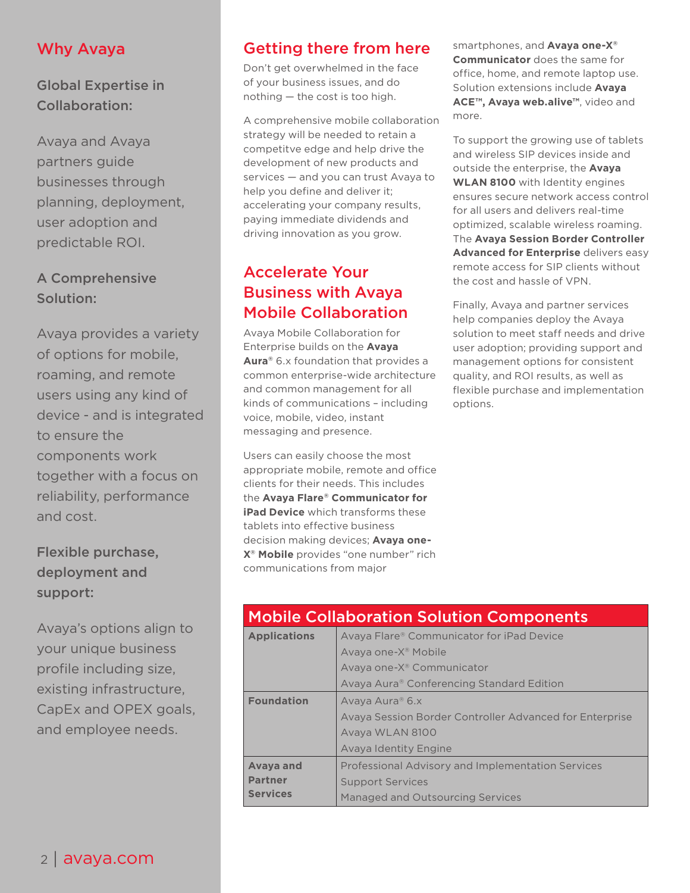## Why Avaya

**Global Expertise in Collaboration:**

Avaya and Avaya partners guide businesses through planning, deployment, user adoption and predictable ROI.

**A Comprehensive Solution:**

Avaya provides a variety of options for mobile, roaming, and remote users using any kind of device - and is integrated to ensure the components work together with a focus on reliability, performance and cost.

**Flexible purchase, deployment and support:**

Avaya's options align to your unique business profile including size, existing infrastructure, CapEx and OPEX goals, and employee needs.

## Getting there from here

Don't get overwhelmed in the face of your business issues, and do nothing — the cost is too high.

A comprehensive mobile collaboration strategy will be needed to retain a competitve edge and help drive the development of new products and services — and you can trust Avaya to help you define and deliver it; accelerating your company results, paying immediate dividends and driving innovation as you grow.

## Accelerate Your Business with Avaya Mobile Collaboration

Avaya Mobile Collaboration for Enterprise builds on the **Avaya Aura®** 6.x foundation that provides a common enterprise-wide architecture and common management for all kinds of communications – including voice, mobile, video, instant messaging and presence.

Users can easily choose the most appropriate mobile, remote and office clients for their needs. This includes the **Avaya Flare® Communicator for iPad Device** which transforms these tablets into effective business decision making devices; **Avaya one-X® Mobile** provides "one number" rich communications from major smartphones, and **Avaya one-X® Communicator** does the same for office, home, and remote laptop use. Solution extensions include **Avaya ACE™, Avaya web.alive™**, video and more.

To support the growing use of tablets and wireless SIP devices inside and outside the enterprise, the **Avaya WLAN 8100** with Identity engines ensures secure network access control for all users and delivers real-time optimized, scalable wireless roaming. The **Avaya Session Border Controller Advanced for Enterprise** delivers easy remote access for SIP clients without the cost and hassle of VPN.

Finally, Avaya and partner services help companies deploy the Avaya solution to meet staff needs and drive user adoption; providing support and management options for consistent quality, and ROI results, as well as flexible purchase and implementation options.

| Mobile Collaboration Solution Components | |
|---|---|
| **Applications** | Avaya Flare® Communicator for iPad Device<br>Avaya one-X® Mobile<br>Avaya one-X® Communicator<br>Avaya Aura® Conferencing Standard Edition |
| **Foundation** | Avaya Aura® 6.x<br>Avaya Session Border Controller Advanced for Enterprise<br>Avaya WLAN 8100<br>Avaya Identity Engine |
| **Avaya and Partner Services** | Professional Advisory and Implementation Services<br>Support Services<br>Managed and Outsourcing Services |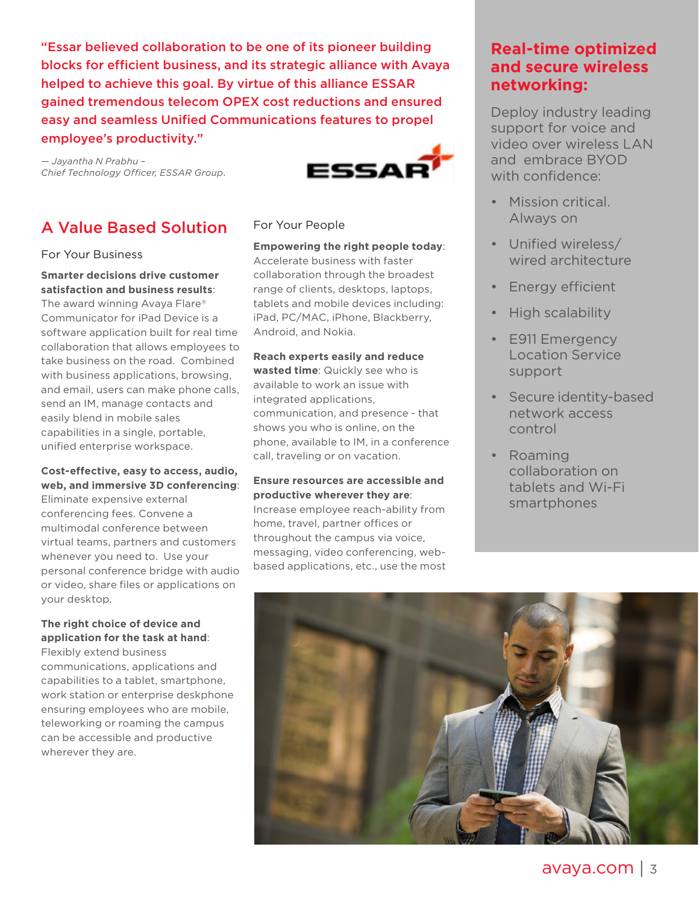"Essar believed collaboration to be one of its pioneer building blocks for efficient business, and its strategic alliance with Avaya helped to achieve this goal. By virtue of this alliance ESSAR gained tremendous telecom OPEX cost reductions and ensured easy and seamless Unified Communications features to propel employee's productivity."

*— Jayantha N Prabhu – Chief Technology Officer, ESSAR Group.*

## A Value Based Solution

### For Your Business

**Smarter decisions drive customer satisfaction and business results**: The award winning Avaya Flare® Communicator for iPad Device is a software application built for real time collaboration that allows employees to take business on the road. Combined with business applications, browsing, and email, users can make phone calls, send an IM, manage contacts and easily blend in mobile sales capabilities in a single, portable, unified enterprise workspace.

**Cost-effective, easy to access, audio, web, and immersive 3D conferencing**: Eliminate expensive external conferencing fees. Convene a multimodal conference between virtual teams, partners and customers whenever you need to. Use your personal conference bridge with audio or video, share files or applications on your desktop.

**The right choice of device and application for the task at hand**: Flexibly extend business communications, applications and capabilities to a tablet, smartphone, work station or enterprise deskphone ensuring employees who are mobile, teleworking or roaming the campus can be accessible and productive wherever they are.

### For Your People

**Empowering the right people today**: Accelerate business with faster collaboration through the broadest range of clients, desktops, laptops, tablets and mobile devices including: iPad, PC/MAC, iPhone, Blackberry, Android, and Nokia.

**Reach experts easily and reduce wasted time**: Quickly see who is available to work an issue with integrated applications, communication, and presence - that shows you who is online, on the phone, available to IM, in a conference call, traveling or on vacation.

**Ensure resources are accessible and productive wherever they are**: Increase employee reach-ability from home, travel, partner offices or throughout the campus via voice, messaging, video conferencing, web-based applications, etc., use the most

## Real-time optimized and secure wireless networking:

Deploy industry leading support for voice and video over wireless LAN and embrace BYOD with confidence:

- Mission critical. Always on
- Unified wireless/ wired architecture
- Energy efficient
- High scalability
- E911 Emergency Location Service support
- Secure identity-based network access control
- Roaming collaboration on tablets and Wi-Fi smartphones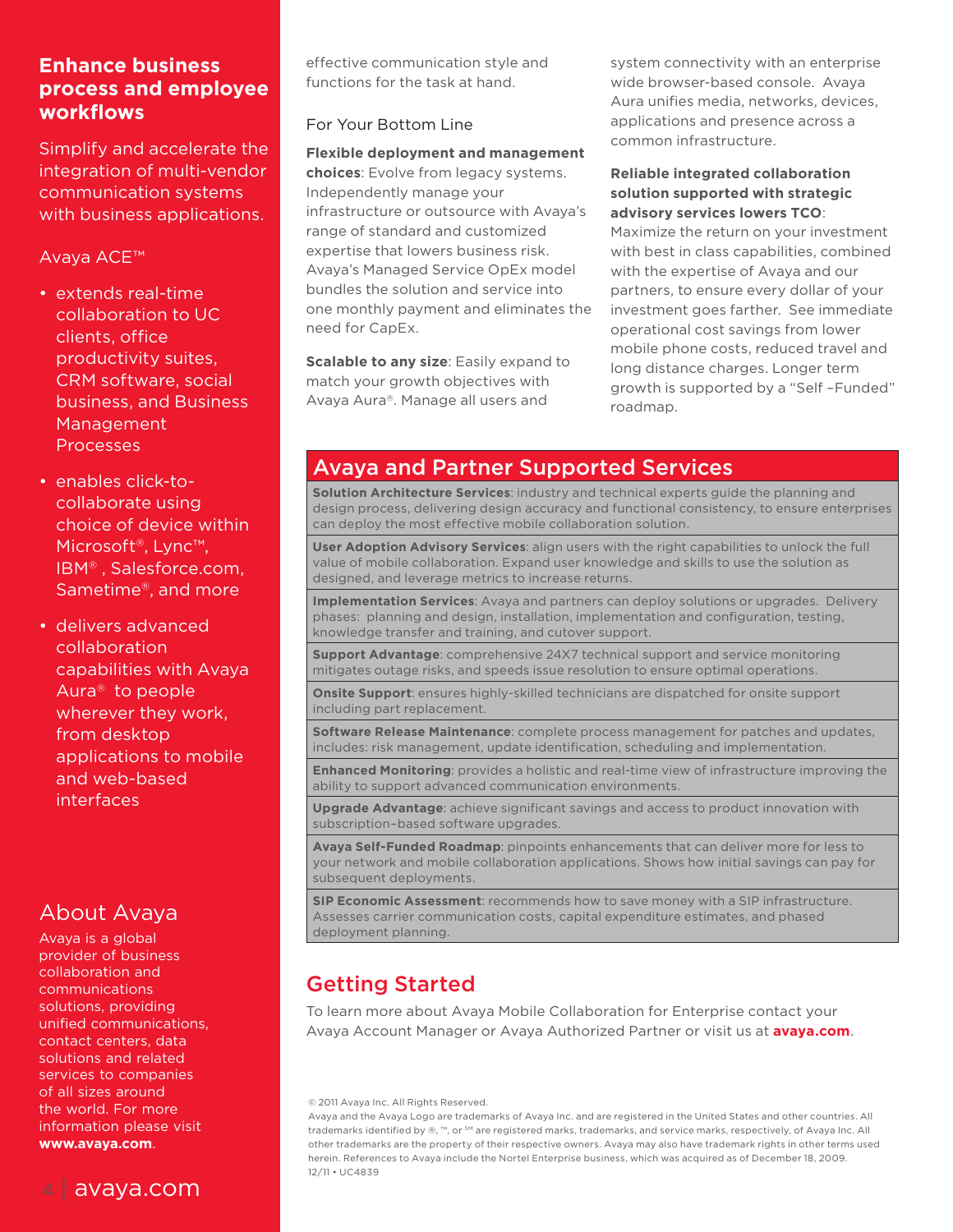## Enhance business process and employee workflows

Simplify and accelerate the integration of multi-vendor communication systems with business applications.

Avaya ACE™

- extends real-time collaboration to UC clients, office productivity suites, CRM software, social business, and Business Management Processes
- enables click-to-collaborate using choice of device within Microsoft®, Lync™, IBM®, Salesforce.com, Sametime®, and more
- delivers advanced collaboration capabilities with Avaya Aura® to people wherever they work, from desktop applications to mobile and web-based interfaces

## About Avaya

Avaya is a global provider of business collaboration and communications solutions, providing unified communications, contact centers, data solutions and related services to companies of all sizes around the world. For more information please visit **www.avaya.com**.

effective communication style and functions for the task at hand.

### For Your Bottom Line

**Flexible deployment and management choices**: Evolve from legacy systems. Independently manage your infrastructure or outsource with Avaya's range of standard and customized expertise that lowers business risk. Avaya's Managed Service OpEx model bundles the solution and service into one monthly payment and eliminates the need for CapEx.

**Scalable to any size**: Easily expand to match your growth objectives with Avaya Aura®. Manage all users and system connectivity with an enterprise wide browser-based console. Avaya Aura unifies media, networks, devices, applications and presence across a common infrastructure.

**Reliable integrated collaboration solution supported with strategic advisory services lowers TCO**: Maximize the return on your investment with best in class capabilities, combined with the expertise of Avaya and our partners, to ensure every dollar of your investment goes farther. See immediate operational cost savings from lower mobile phone costs, reduced travel and long distance charges. Longer term growth is supported by a "Self –Funded" roadmap.

## Avaya and Partner Supported Services

**Solution Architecture Services**: industry and technical experts guide the planning and design process, delivering design accuracy and functional consistency, to ensure enterprises can deploy the most effective mobile collaboration solution.

**User Adoption Advisory Services**: align users with the right capabilities to unlock the full value of mobile collaboration. Expand user knowledge and skills to use the solution as designed, and leverage metrics to increase returns.

**Implementation Services**: Avaya and partners can deploy solutions or upgrades. Delivery phases: planning and design, installation, implementation and configuration, testing, knowledge transfer and training, and cutover support.

**Support Advantage**: comprehensive 24X7 technical support and service monitoring mitigates outage risks, and speeds issue resolution to ensure optimal operations.

**Onsite Support**: ensures highly-skilled technicians are dispatched for onsite support including part replacement.

**Software Release Maintenance**: complete process management for patches and updates, includes: risk management, update identification, scheduling and implementation.

**Enhanced Monitoring**: provides a holistic and real-time view of infrastructure improving the ability to support advanced communication environments.

**Upgrade Advantage**: achieve significant savings and access to product innovation with subscription–based software upgrades.

**Avaya Self-Funded Roadmap**: pinpoints enhancements that can deliver more for less to your network and mobile collaboration applications. Shows how initial savings can pay for subsequent deployments.

**SIP Economic Assessment**: recommends how to save money with a SIP infrastructure. Assesses carrier communication costs, capital expenditure estimates, and phased deployment planning.

## Getting Started

To learn more about Avaya Mobile Collaboration for Enterprise contact your Avaya Account Manager or Avaya Authorized Partner or visit us at **avaya.com**.

© 2011 Avaya Inc. All Rights Reserved.
Avaya and the Avaya Logo are trademarks of Avaya Inc. and are registered in the United States and other countries. All trademarks identified by ®, ™, or ℠ are registered marks, trademarks, and service marks, respectively, of Avaya Inc. All other trademarks are the property of their respective owners. Avaya may also have trademark rights in other terms used herein. References to Avaya include the Nortel Enterprise business, which was acquired as of December 18, 2009.
12/11 • UC4839